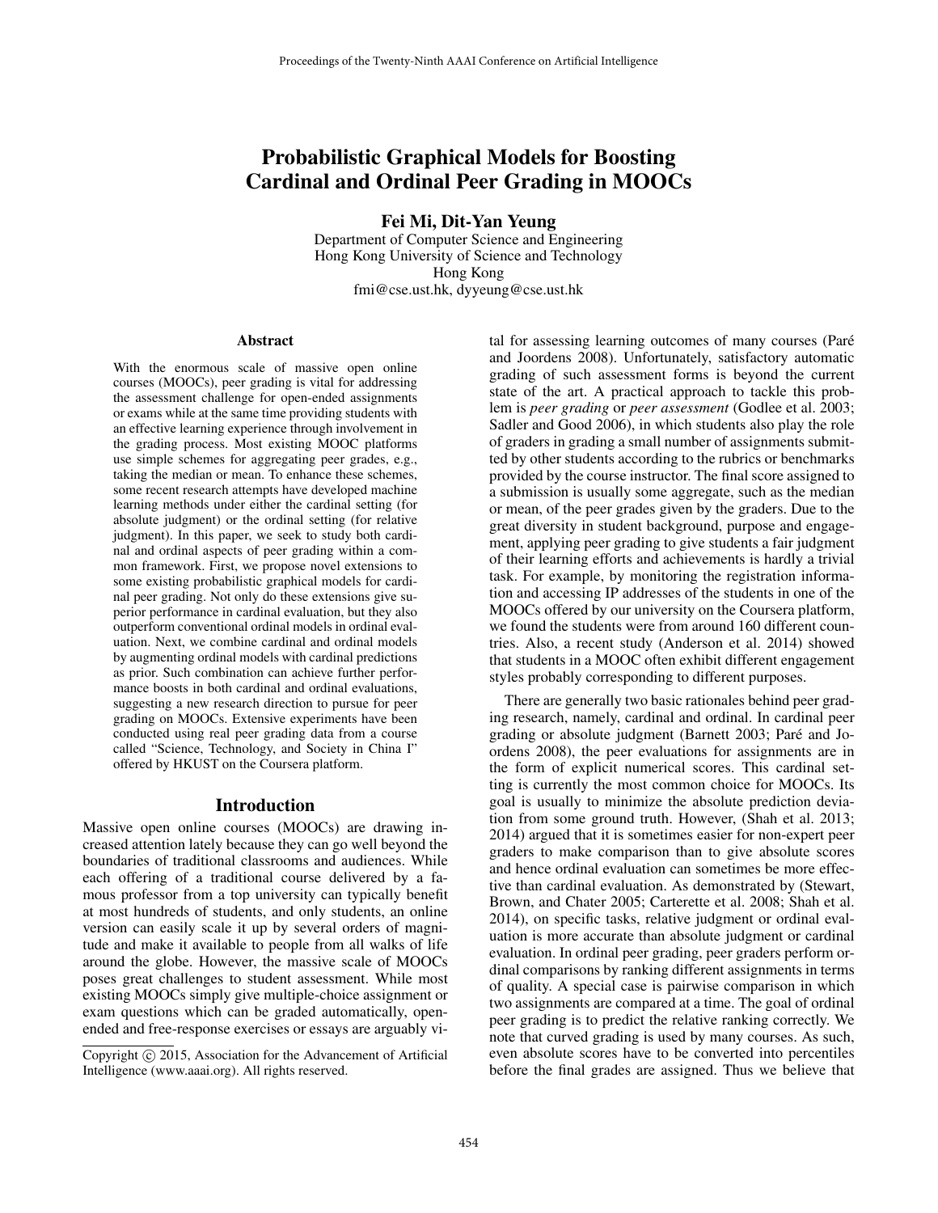# Probabilistic Graphical Models for Boosting Cardinal and Ordinal Peer Grading in MOOCs

**Fei Mi, Dit-Yan Yeung**

Department of Computer Science and Engineering
Hong Kong University of Science and Technology
Hong Kong
fmi@cse.ust.hk, dyyeung@cse.ust.hk

## Abstract

With the enormous scale of massive open online courses (MOOCs), peer grading is vital for addressing the assessment challenge for open-ended assignments or exams while at the same time providing students with an effective learning experience through involvement in the grading process. Most existing MOOC platforms use simple schemes for aggregating peer grades, e.g., taking the median or mean. To enhance these schemes, some recent research attempts have developed machine learning methods under either the cardinal setting (for absolute judgment) or the ordinal setting (for relative judgment). In this paper, we seek to study both cardinal and ordinal aspects of peer grading within a common framework. First, we propose novel extensions to some existing probabilistic graphical models for cardinal peer grading. Not only do these extensions give superior performance in cardinal evaluation, but they also outperform conventional ordinal models in ordinal evaluation. Next, we combine cardinal and ordinal models by augmenting ordinal models with cardinal predictions as prior. Such combination can achieve further performance boosts in both cardinal and ordinal evaluations, suggesting a new research direction to pursue for peer grading on MOOCs. Extensive experiments have been conducted using real peer grading data from a course called "Science, Technology, and Society in China I" offered by HKUST on the Coursera platform.

## Introduction

Massive open online courses (MOOCs) are drawing increased attention lately because they can go well beyond the boundaries of traditional classrooms and audiences. While each offering of a traditional course delivered by a famous professor from a top university can typically benefit at most hundreds of students, and only students, an online version can easily scale it up by several orders of magnitude and make it available to people from all walks of life around the globe. However, the massive scale of MOOCs poses great challenges to student assessment. While most existing MOOCs simply give multiple-choice assignment or exam questions which can be graded automatically, open-ended and free-response exercises or essays are arguably vital for assessing learning outcomes of many courses (Paré and Joordens 2008). Unfortunately, satisfactory automatic grading of such assessment forms is beyond the current state of the art. A practical approach to tackle this problem is *peer grading* or *peer assessment* (Godlee et al. 2003; Sadler and Good 2006), in which students also play the role of graders in grading a small number of assignments submitted by other students according to the rubrics or benchmarks provided by the course instructor. The final score assigned to a submission is usually some aggregate, such as the median or mean, of the peer grades given by the graders. Due to the great diversity in student background, purpose and engagement, applying peer grading to give students a fair judgment of their learning efforts and achievements is hardly a trivial task. For example, by monitoring the registration information and accessing IP addresses of the students in one of the MOOCs offered by our university on the Coursera platform, we found the students were from around 160 different countries. Also, a recent study (Anderson et al. 2014) showed that students in a MOOC often exhibit different engagement styles probably corresponding to different purposes.

There are generally two basic rationales behind peer grading research, namely, cardinal and ordinal. In cardinal peer grading or absolute judgment (Barnett 2003; Paré and Joordens 2008), the peer evaluations for assignments are in the form of explicit numerical scores. This cardinal setting is currently the most common choice for MOOCs. Its goal is usually to minimize the absolute prediction deviation from some ground truth. However, (Shah et al. 2013; 2014) argued that it is sometimes easier for non-expert peer graders to make comparison than to give absolute scores and hence ordinal evaluation can sometimes be more effective than cardinal evaluation. As demonstrated by (Stewart, Brown, and Chater 2005; Carterette et al. 2008; Shah et al. 2014), on specific tasks, relative judgment or ordinal evaluation is more accurate than absolute judgment or cardinal evaluation. In ordinal peer grading, peer graders perform ordinal comparisons by ranking different assignments in terms of quality. A special case is pairwise comparison in which two assignments are compared at a time. The goal of ordinal peer grading is to predict the relative ranking correctly. We note that curved grading is used by many courses. As such, even absolute scores have to be converted into percentiles before the final grades are assigned. Thus we believe that

Copyright © 2015, Association for the Advancement of Artificial Intelligence (www.aaai.org). All rights reserved.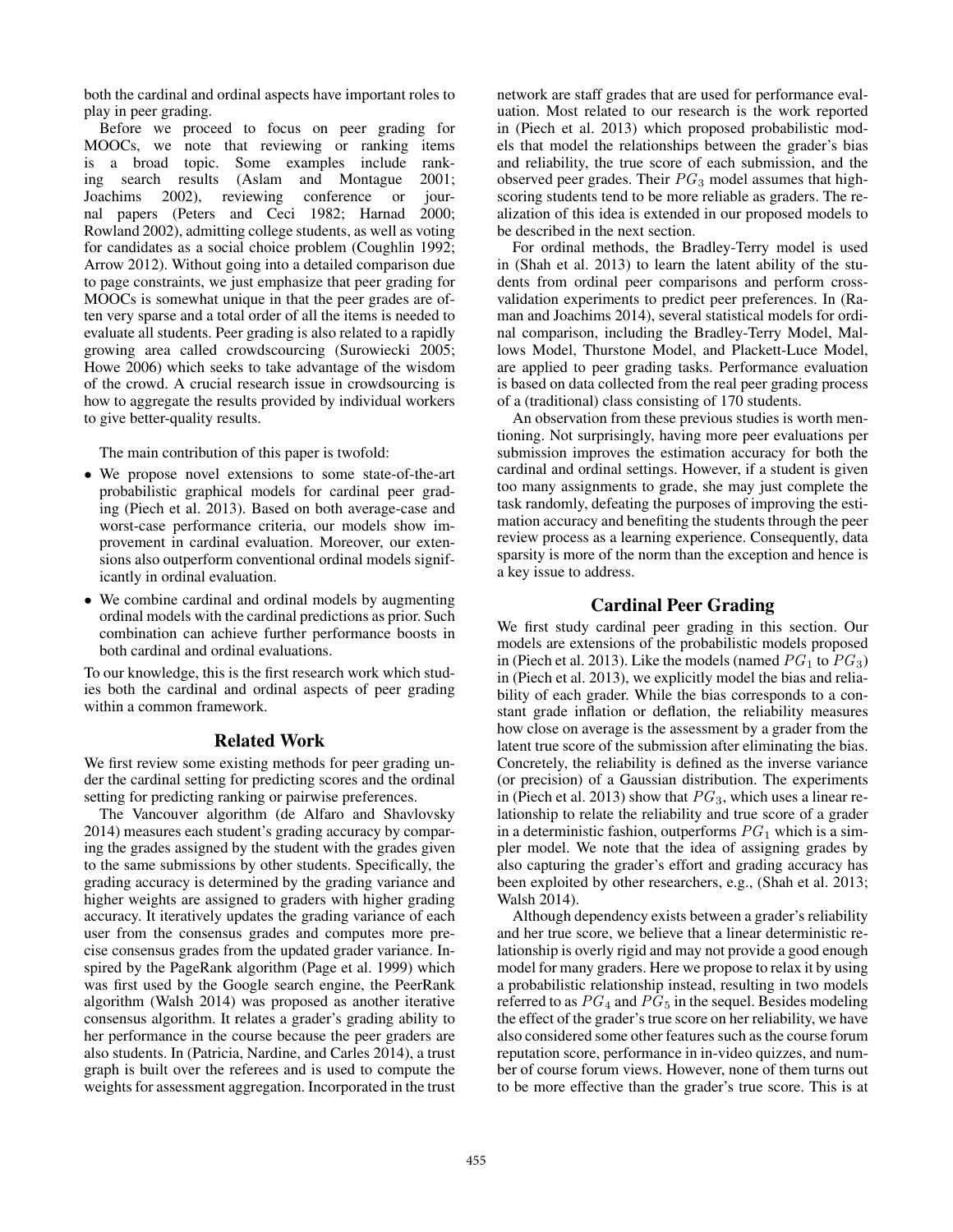both the cardinal and ordinal aspects have important roles to play in peer grading.

Before we proceed to focus on peer grading for MOOCs, we note that reviewing or ranking items is a broad topic. Some examples include ranking search results (Aslam and Montague 2001; Joachims 2002), reviewing conference or journal papers (Peters and Ceci 1982; Harnad 2000; Rowland 2002), admitting college students, as well as voting for candidates as a social choice problem (Coughlin 1992; Arrow 2012). Without going into a detailed comparison due to page constraints, we just emphasize that peer grading for MOOCs is somewhat unique in that the peer grades are often very sparse and a total order of all the items is needed to evaluate all students. Peer grading is also related to a rapidly growing area called crowdsourcing (Surowiecki 2005; Howe 2006) which seeks to take advantage of the wisdom of the crowd. A crucial research issue in crowdsourcing is how to aggregate the results provided by individual workers to give better-quality results.

The main contribution of this paper is twofold:

- We propose novel extensions to some state-of-the-art probabilistic graphical models for cardinal peer grading (Piech et al. 2013). Based on both average-case and worst-case performance criteria, our models show improvement in cardinal evaluation. Moreover, our extensions also outperform conventional ordinal models significantly in ordinal evaluation.
- We combine cardinal and ordinal models by augmenting ordinal models with the cardinal predictions as prior. Such combination can achieve further performance boosts in both cardinal and ordinal evaluations.

To our knowledge, this is the first research work which studies both the cardinal and ordinal aspects of peer grading within a common framework.

## Related Work

We first review some existing methods for peer grading under the cardinal setting for predicting scores and the ordinal setting for predicting ranking or pairwise preferences.

The Vancouver algorithm (de Alfaro and Shavlovsky 2014) measures each student's grading accuracy by comparing the grades assigned by the student with the grades given to the same submissions by other students. Specifically, the grading accuracy is determined by the grading variance and higher weights are assigned to graders with higher grading accuracy. It iteratively updates the grading variance of each user from the consensus grades and computes more precise consensus grades from the updated grader variance. Inspired by the PageRank algorithm (Page et al. 1999) which was first used by the Google search engine, the PeerRank algorithm (Walsh 2014) was proposed as another iterative consensus algorithm. It relates a grader's grading ability to her performance in the course because the peer graders are also students. In (Patricia, Nardine, and Carles 2014), a trust graph is built over the referees and is used to compute the weights for assessment aggregation. Incorporated in the trust network are staff grades that are used for performance evaluation. Most related to our research is the work reported in (Piech et al. 2013) which proposed probabilistic models that model the relationships between the grader's bias and reliability, the true score of each submission, and the observed peer grades. Their $PG_3$ model assumes that high-scoring students tend to be more reliable as graders. The realization of this idea is extended in our proposed models to be described in the next section.

For ordinal methods, the Bradley-Terry model is used in (Shah et al. 2013) to learn the latent ability of the students from ordinal peer comparisons and perform cross-validation experiments to predict peer preferences. In (Raman and Joachims 2014), several statistical models for ordinal comparison, including the Bradley-Terry Model, Mallows Model, Thurstone Model, and Plackett-Luce Model, are applied to peer grading tasks. Performance evaluation is based on data collected from the real peer grading process of a (traditional) class consisting of 170 students.

An observation from these previous studies is worth mentioning. Not surprisingly, having more peer evaluations per submission improves the estimation accuracy for both the cardinal and ordinal settings. However, if a student is given too many assignments to grade, she may just complete the task randomly, defeating the purposes of improving the estimation accuracy and benefiting the students through the peer review process as a learning experience. Consequently, data sparsity is more of the norm than the exception and hence is a key issue to address.

## Cardinal Peer Grading

We first study cardinal peer grading in this section. Our models are extensions of the probabilistic models proposed in (Piech et al. 2013). Like the models (named $PG_1$ to $PG_3$) in (Piech et al. 2013), we explicitly model the bias and reliability of each grader. While the bias corresponds to a constant grade inflation or deflation, the reliability measures how close on average is the assessment by a grader from the latent true score of the submission after eliminating the bias. Concretely, the reliability is defined as the inverse variance (or precision) of a Gaussian distribution. The experiments in (Piech et al. 2013) show that $PG_3$, which uses a linear relationship to relate the reliability and true score of a grader in a deterministic fashion, outperforms $PG_1$ which is a simpler model. We note that the idea of assigning grades by also capturing the grader's effort and grading accuracy has been exploited by other researchers, e.g., (Shah et al. 2013; Walsh 2014).

Although dependency exists between a grader's reliability and her true score, we believe that a linear deterministic relationship is overly rigid and may not provide a good enough model for many graders. Here we propose to relax it by using a probabilistic relationship instead, resulting in two models referred to as $PG_4$ and $PG_5$ in the sequel. Besides modeling the effect of the grader's true score on her reliability, we have also considered some other features such as the course forum reputation score, performance in in-video quizzes, and number of course forum views. However, none of them turns out to be more effective than the grader's true score. This is at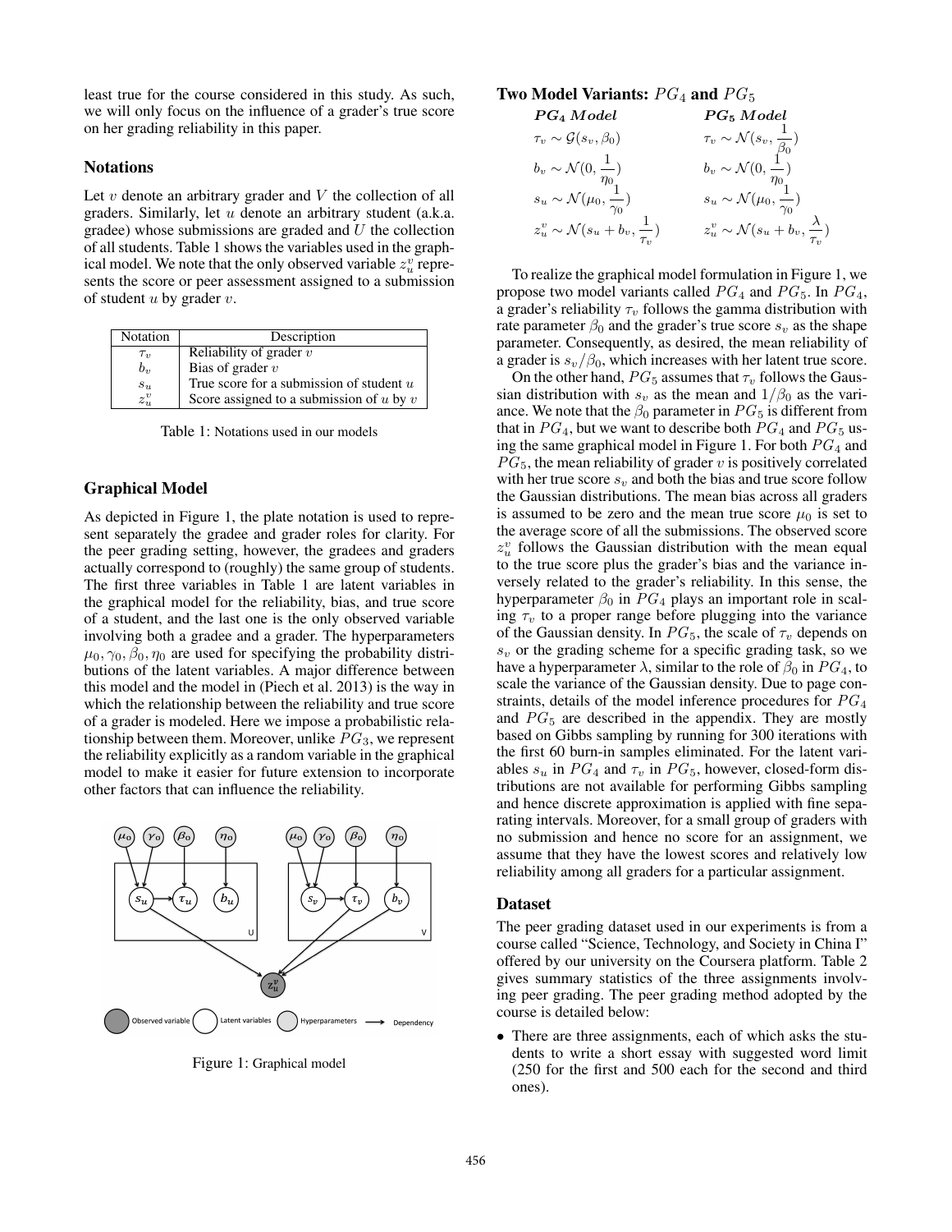least true for the course considered in this study. As such, we will only focus on the influence of a grader's true score on her grading reliability in this paper.

### Notations

Let $v$ denote an arbitrary grader and $V$ the collection of all graders. Similarly, let $u$ denote an arbitrary student (a.k.a. gradee) whose submissions are graded and $U$ the collection of all students. Table 1 shows the variables used in the graphical model. We note that the only observed variable $z_u^v$ represents the score or peer assessment assigned to a submission of student $u$ by grader $v$.

| Notation | Description |
|---|---|
| $\tau_v$ | Reliability of grader $v$ |
| $b_v$ | Bias of grader $v$ |
| $s_u$ | True score for a submission of student $u$ |
| $z_u^v$ | Score assigned to a submission of $u$ by $v$ |

Table 1: Notations used in our models

### Graphical Model

As depicted in Figure 1, the plate notation is used to represent separately the gradee and grader roles for clarity. For the peer grading setting, however, the gradees and graders actually correspond to (roughly) the same group of students. The first three variables in Table 1 are latent variables in the graphical model for the reliability, bias, and true score of a student, and the last one is the only observed variable involving both a gradee and a grader. The hyperparameters $\mu_0, \gamma_0, \beta_0, \eta_0$ are used for specifying the probability distributions of the latent variables. A major difference between this model and the model in (Piech et al. 2013) is the way in which the relationship between the reliability and true score of a grader is modeled. Here we impose a probabilistic relationship between them. Moreover, unlike $PG_3$, we represent the reliability explicitly as a random variable in the graphical model to make it easier for future extension to incorporate other factors that can influence the reliability.

Figure 1: Graphical model

### Two Model Variants: $PG_4$ and $PG_5$

| $PG_4$ Model | $PG_5$ Model |
|---|---|
| $\tau_v \sim \mathcal{G}(s_v, \beta_0)$ | $\tau_v \sim \mathcal{N}(s_v, \frac{1}{\beta_0})$ |
| $b_v \sim \mathcal{N}(0, \frac{1}{\eta_0})$ | $b_v \sim \mathcal{N}(0, \frac{1}{\eta_0})$ |
| $s_u \sim \mathcal{N}(\mu_0, \frac{1}{\gamma_0})$ | $s_u \sim \mathcal{N}(\mu_0, \frac{1}{\gamma_0})$ |
| $z_u^v \sim \mathcal{N}(s_u + b_v, \frac{1}{\tau_v})$ | $z_u^v \sim \mathcal{N}(s_u + b_v, \frac{\lambda}{\tau_v})$ |

To realize the graphical model formulation in Figure 1, we propose two model variants called $PG_4$ and $PG_5$. In $PG_4$, a grader's reliability $\tau_v$ follows the gamma distribution with rate parameter $\beta_0$ and the grader's true score $s_v$ as the shape parameter. Consequently, as desired, the mean reliability of a grader is $s_v/\beta_0$, which increases with her latent true score.

On the other hand, $PG_5$ assumes that $\tau_v$ follows the Gaussian distribution with $s_v$ as the mean and $1/\beta_0$ as the variance. We note that the $\beta_0$ parameter in $PG_5$ is different from that in $PG_4$, but we want to describe both $PG_4$ and $PG_5$ using the same graphical model in Figure 1. For both $PG_4$ and $PG_5$, the mean reliability of grader $v$ is positively correlated with her true score $s_v$ and both the bias and true score follow the Gaussian distributions. The mean bias across all graders is assumed to be zero and the mean true score $\mu_0$ is set to the average score of all the submissions. The observed score $z_u^v$ follows the Gaussian distribution with the mean equal to the true score plus the grader's bias and the variance inversely related to the grader's reliability. In this sense, the hyperparameter $\beta_0$ in $PG_4$ plays an important role in scaling $\tau_v$ to a proper range before plugging into the variance of the Gaussian density. In $PG_5$, the scale of $\tau_v$ depends on $s_v$ or the grading scheme for a specific grading task, so we have a hyperparameter $\lambda$, similar to the role of $\beta_0$ in $PG_4$, to scale the variance of the Gaussian density. Due to page constraints, details of the model inference procedures for $PG_4$ and $PG_5$ are described in the appendix. They are mostly based on Gibbs sampling by running for 300 iterations with the first 60 burn-in samples eliminated. For the latent variables $s_u$ in $PG_4$ and $\tau_v$ in $PG_5$, however, closed-form distributions are not available for performing Gibbs sampling and hence discrete approximation is applied with fine separating intervals. Moreover, for a small group of graders with no submission and hence no score for an assignment, we assume that they have the lowest scores and relatively low reliability among all graders for a particular assignment.

### Dataset

The peer grading dataset used in our experiments is from a course called "Science, Technology, and Society in China I" offered by our university on the Coursera platform. Table 2 gives summary statistics of the three assignments involving peer grading. The peer grading method adopted by the course is detailed below:

- There are three assignments, each of which asks the students to write a short essay with suggested word limit (250 for the first and 500 each for the second and third ones).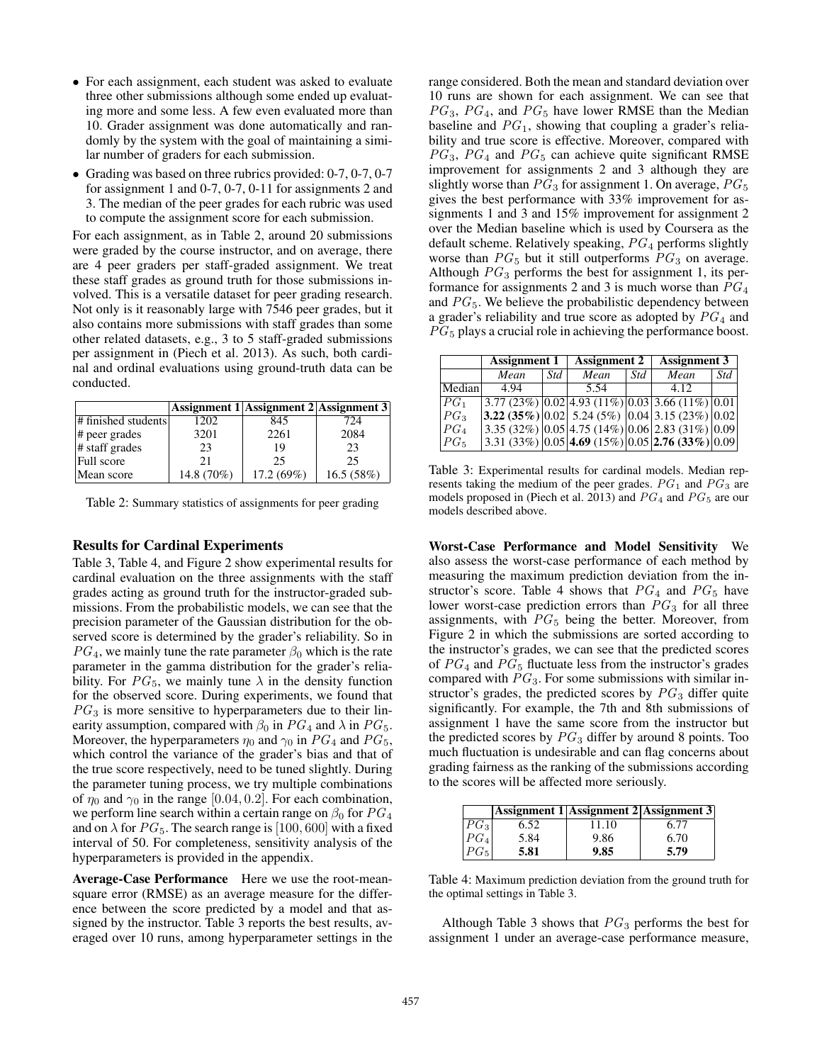- For each assignment, each student was asked to evaluate three other submissions although some ended up evaluating more and some less. A few even evaluated more than 10. Grader assignment was done automatically and randomly by the system with the goal of maintaining a similar number of graders for each submission.
- Grading was based on three rubrics provided: 0-7, 0-7, 0-7 for assignment 1 and 0-7, 0-7, 0-11 for assignments 2 and 3. The median of the peer grades for each rubric was used to compute the assignment score for each submission.

For each assignment, as in Table 2, around 20 submissions were graded by the course instructor, and on average, there are 4 peer graders per staff-graded assignment. We treat these staff grades as ground truth for those submissions involved. This is a versatile dataset for peer grading research. Not only is it reasonably large with 7546 peer grades, but it also contains more submissions with staff grades than some other related datasets, e.g., 3 to 5 staff-graded submissions per assignment in (Piech et al. 2013). As such, both cardinal and ordinal evaluations using ground-truth data can be conducted.

| | **Assignment 1** | **Assignment 2** | **Assignment 3** |
|---|---|---|---|
| # finished students | 1202 | 845 | 724 |
| # peer grades | 3201 | 2261 | 2084 |
| # staff grades | 23 | 19 | 23 |
| Full score | 21 | 25 | 25 |
| Mean score | 14.8 (70%) | 17.2 (69%) | 16.5 (58%) |

Table 2: Summary statistics of assignments for peer grading

### Results for Cardinal Experiments

Table 3, Table 4, and Figure 2 show experimental results for cardinal evaluation on the three assignments with the staff grades acting as ground truth for the instructor-graded submissions. From the probabilistic models, we can see that the precision parameter of the Gaussian distribution for the observed score is determined by the grader's reliability. So in $PG_4$, we mainly tune the rate parameter $\beta_0$ which is the rate parameter in the gamma distribution for the grader's reliability. For $PG_5$, we mainly tune $\lambda$ in the density function for the observed score. During experiments, we found that $PG_3$ is more sensitive to hyperparameters due to their linearity assumption, compared with $\beta_0$ in $PG_4$ and $\lambda$ in $PG_5$. Moreover, the hyperparameters $\eta_0$ and $\gamma_0$ in $PG_4$ and $PG_5$, which control the variance of the grader's bias and that of the true score respectively, need to be tuned slightly. During the parameter tuning process, we try multiple combinations of $\eta_0$ and $\gamma_0$ in the range $[0.04, 0.2]$. For each combination, we perform line search within a certain range on $\beta_0$ for $PG_4$ and on $\lambda$ for $PG_5$. The search range is $[100, 600]$ with a fixed interval of 50. For completeness, sensitivity analysis of the hyperparameters is provided in the appendix.

**Average-Case Performance** Here we use the root-mean-square error (RMSE) as an average measure for the difference between the score predicted by a model and that assigned by the instructor. Table 3 reports the best results, averaged over 10 runs, among hyperparameter settings in the range considered. Both the mean and standard deviation over 10 runs are shown for each assignment. We can see that $PG_3$, $PG_4$, and $PG_5$ have lower RMSE than the Median baseline and $PG_1$, showing that coupling a grader's reliability and true score is effective. Moreover, compared with $PG_3$, $PG_4$ and $PG_5$ can achieve quite significant RMSE improvement for assignments 2 and 3 although they are slightly worse than $PG_3$ for assignment 1. On average, $PG_5$ gives the best performance with 33% improvement for assignments 1 and 3 and 15% improvement for assignment 2 over the Median baseline which is used by Coursera as the default scheme. Relatively speaking, $PG_4$ performs slightly worse than $PG_5$ but it still outperforms $PG_3$ on average. Although $PG_3$ performs the best for assignment 1, its performance for assignments 2 and 3 is much worse than $PG_4$ and $PG_5$. We believe the probabilistic dependency between a grader's reliability and true score as adopted by $PG_4$ and $PG_5$ plays a crucial role in achieving the performance boost.

| | **Assignment 1** | | **Assignment 2** | | **Assignment 3** | |
|---|---|---|---|---|---|---|
| | *Mean* | *Std* | *Mean* | *Std* | *Mean* | *Std* |
| Median | 4.94 | | 5.54 | | 4.12 | |
| $PG_1$ | 3.77 (23%) | 0.02 | 4.93 (11%) | 0.03 | 3.66 (11%) | 0.01 |
| $PG_3$ | **3.22 (35%)** | 0.02 | 5.24 (5%) | 0.04 | 3.15 (23%) | 0.02 |
| $PG_4$ | 3.35 (32%) | 0.05 | 4.75 (14%) | 0.06 | 2.83 (31%) | 0.09 |
| $PG_5$ | 3.31 (33%) | 0.05 | **4.69** (15%) | 0.05 | **2.76 (33%)** | 0.09 |

Table 3: Experimental results for cardinal models. Median represents taking the medium of the peer grades. $PG_1$ and $PG_3$ are models proposed in (Piech et al. 2013) and $PG_4$ and $PG_5$ are our models described above.

**Worst-Case Performance and Model Sensitivity** We also assess the worst-case performance of each method by measuring the maximum prediction deviation from the instructor's score. Table 4 shows that $PG_4$ and $PG_5$ have lower worst-case prediction errors than $PG_3$ for all three assignments, with $PG_5$ being the better. Moreover, from Figure 2 in which the submissions are sorted according to the instructor's grades, we can see that the predicted scores of $PG_4$ and $PG_5$ fluctuate less from the instructor's grades compared with $PG_3$. For some submissions with similar instructor's grades, the predicted scores by $PG_3$ differ quite significantly. For example, the 7th and 8th submissions of assignment 1 have the same score from the instructor but the predicted scores by $PG_3$ differ by around 8 points. Too much fluctuation is undesirable and can flag concerns about grading fairness as the ranking of the submissions according to the scores will be affected more seriously.

| | **Assignment 1** | **Assignment 2** | **Assignment 3** |
|---|---|---|---|
| $PG_3$ | 6.52 | 11.10 | 6.77 |
| $PG_4$ | 5.84 | 9.86 | 6.70 |
| $PG_5$ | **5.81** | **9.85** | **5.79** |

Table 4: Maximum prediction deviation from the ground truth for the optimal settings in Table 3.

Although Table 3 shows that $PG_3$ performs the best for assignment 1 under an average-case performance measure,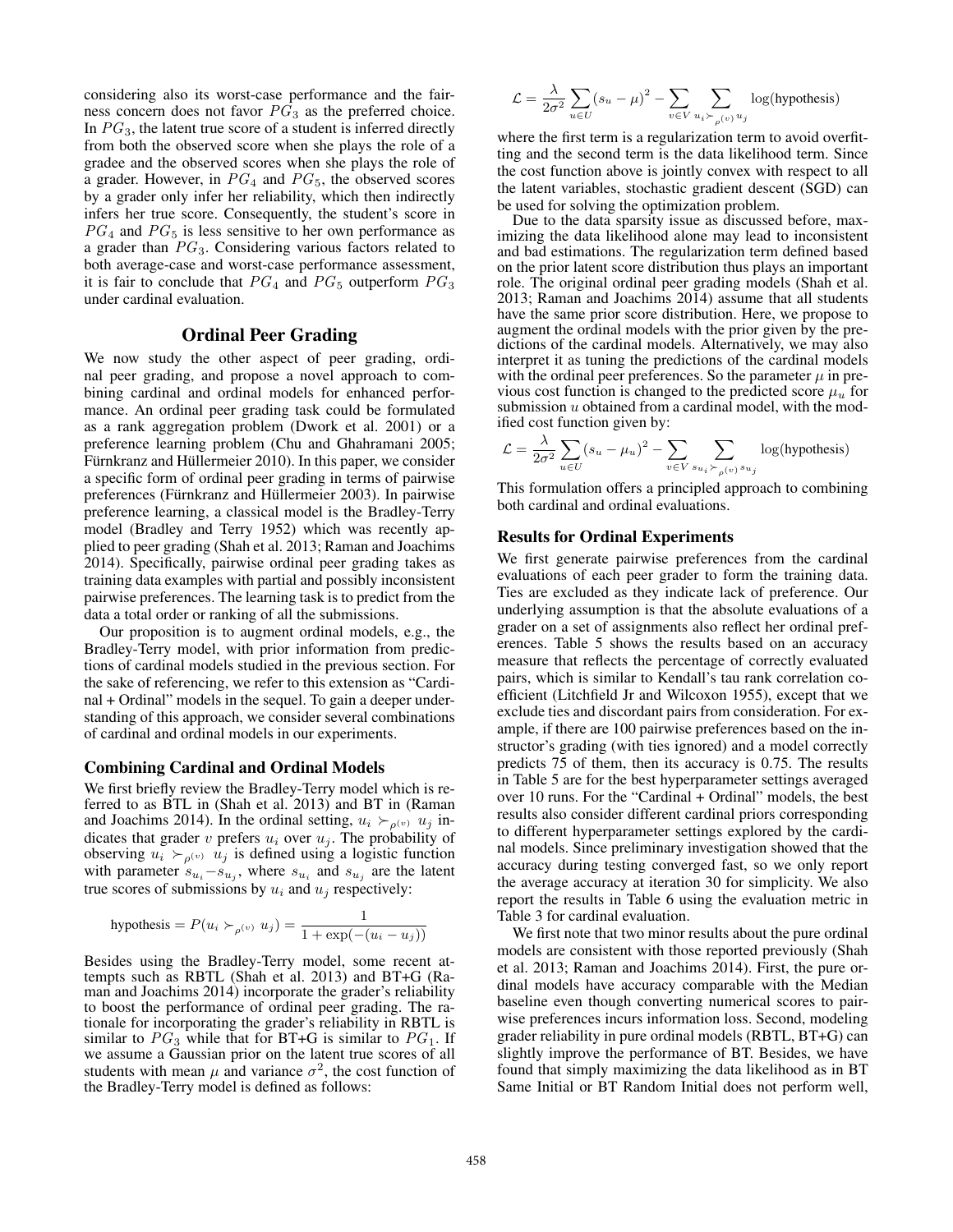considering also its worst-case performance and the fairness concern does not favor $PG_3$ as the preferred choice. In $PG_3$, the latent true score of a student is inferred directly from both the observed score when she plays the role of a gradee and the observed scores when she plays the role of a grader. However, in $PG_4$ and $PG_5$, the observed scores by a grader only infer her reliability, which then indirectly infers her true score. Consequently, the student's score in $PG_4$ and $PG_5$ is less sensitive to her own performance as a grader than $PG_3$. Considering various factors related to both average-case and worst-case performance assessment, it is fair to conclude that $PG_4$ and $PG_5$ outperform $PG_3$ under cardinal evaluation.

## Ordinal Peer Grading

We now study the other aspect of peer grading, ordinal peer grading, and propose a novel approach to combining cardinal and ordinal models for enhanced performance. An ordinal peer grading task could be formulated as a rank aggregation problem (Dwork et al. 2001) or a preference learning problem (Chu and Ghahramani 2005; Fürnkranz and Hüllermeier 2010). In this paper, we consider a specific form of ordinal peer grading in terms of pairwise preferences (Fürnkranz and Hüllermeier 2003). In pairwise preference learning, a classical model is the Bradley-Terry model (Bradley and Terry 1952) which was recently applied to peer grading (Shah et al. 2013; Raman and Joachims 2014). Specifically, pairwise ordinal peer grading takes as training data examples with partial and possibly inconsistent pairwise preferences. The learning task is to predict from the data a total order or ranking of all the submissions.

Our proposition is to augment ordinal models, e.g., the Bradley-Terry model, with prior information from predictions of cardinal models studied in the previous section. For the sake of referencing, we refer to this extension as "Cardinal + Ordinal" models in the sequel. To gain a deeper understanding of this approach, we consider several combinations of cardinal and ordinal models in our experiments.

### Combining Cardinal and Ordinal Models

We first briefly review the Bradley-Terry model which is referred to as BTL in (Shah et al. 2013) and BT in (Raman and Joachims 2014). In the ordinal setting, $u_i \succ_{\rho^{(v)}} u_j$ indicates that grader $v$ prefers $u_i$ over $u_j$. The probability of observing $u_i \succ_{\rho^{(v)}} u_j$ is defined using a logistic function with parameter $s_{u_i} - s_{u_j}$, where $s_{u_i}$ and $s_{u_j}$ are the latent true scores of submissions by $u_i$ and $u_j$ respectively:

$$\text{hypothesis} = P(u_i \succ_{\rho^{(v)}} u_j) = \frac{1}{1 + \exp(-(u_i - u_j))}$$

Besides using the Bradley-Terry model, some recent attempts such as RBTL (Shah et al. 2013) and BT+G (Raman and Joachims 2014) incorporate the grader's reliability to boost the performance of ordinal peer grading. The rationale for incorporating the grader's reliability in RBTL is similar to $PG_3$ while that for BT+G is similar to $PG_1$. If we assume a Gaussian prior on the latent true scores of all students with mean $\mu$ and variance $\sigma^2$, the cost function of the Bradley-Terry model is defined as follows:

$$\mathcal{L} = \frac{\lambda}{2\sigma^2} \sum_{u \in U} (s_u - \mu)^2 - \sum_{v \in V} \sum_{u_i \succ_{\rho^{(v)}} u_j} \log(\text{hypothesis})$$

where the first term is a regularization term to avoid overfitting and the second term is the data likelihood term. Since the cost function above is jointly convex with respect to all the latent variables, stochastic gradient descent (SGD) can be used for solving the optimization problem.

Due to the data sparsity issue as discussed before, maximizing the data likelihood alone may lead to inconsistent and bad estimations. The regularization term defined based on the prior latent score distribution thus plays an important role. The original ordinal peer grading models (Shah et al. 2013; Raman and Joachims 2014) assume that all students have the same prior score distribution. Here, we propose to augment the ordinal models with the prior given by the predictions of the cardinal models. Alternatively, we may also interpret it as tuning the predictions of the cardinal models with the ordinal peer preferences. So the parameter $\mu$ in previous cost function is changed to the predicted score $\mu_u$ for submission $u$ obtained from a cardinal model, with the modified cost function given by:

$$\mathcal{L} = \frac{\lambda}{2\sigma^2} \sum_{u \in U} (s_u - \mu_u)^2 - \sum_{v \in V} \sum_{s_{u_i} \succ_{\rho^{(v)}} s_{u_j}} \log(\text{hypothesis})$$

This formulation offers a principled approach to combining both cardinal and ordinal evaluations.

### Results for Ordinal Experiments

We first generate pairwise preferences from the cardinal evaluations of each peer grader to form the training data. Ties are excluded as they indicate lack of preference. Our underlying assumption is that the absolute evaluations of a grader on a set of assignments also reflect her ordinal preferences. Table 5 shows the results based on an accuracy measure that reflects the percentage of correctly evaluated pairs, which is similar to Kendall's tau rank correlation coefficient (Litchfield Jr and Wilcoxon 1955), except that we exclude ties and discordant pairs from consideration. For example, if there are 100 pairwise preferences based on the instructor's grading (with ties ignored) and a model correctly predicts 75 of them, then its accuracy is 0.75. The results in Table 5 are for the best hyperparameter settings averaged over 10 runs. For the "Cardinal + Ordinal" models, the best results also consider different cardinal priors corresponding to different hyperparameter settings explored by the cardinal models. Since preliminary investigation showed that the accuracy during testing converged fast, so we only report the average accuracy at iteration 30 for simplicity. We also report the results in Table 6 using the evaluation metric in Table 3 for cardinal evaluation.

We first note that two minor results about the pure ordinal models are consistent with those reported previously (Shah et al. 2013; Raman and Joachims 2014). First, the pure ordinal models have accuracy comparable with the Median baseline even though converting numerical scores to pairwise preferences incurs information loss. Second, modeling grader reliability in pure ordinal models (RBTL, BT+G) can slightly improve the performance of BT. Besides, we have found that simply maximizing the data likelihood as in BT Same Initial or BT Random Initial does not perform well,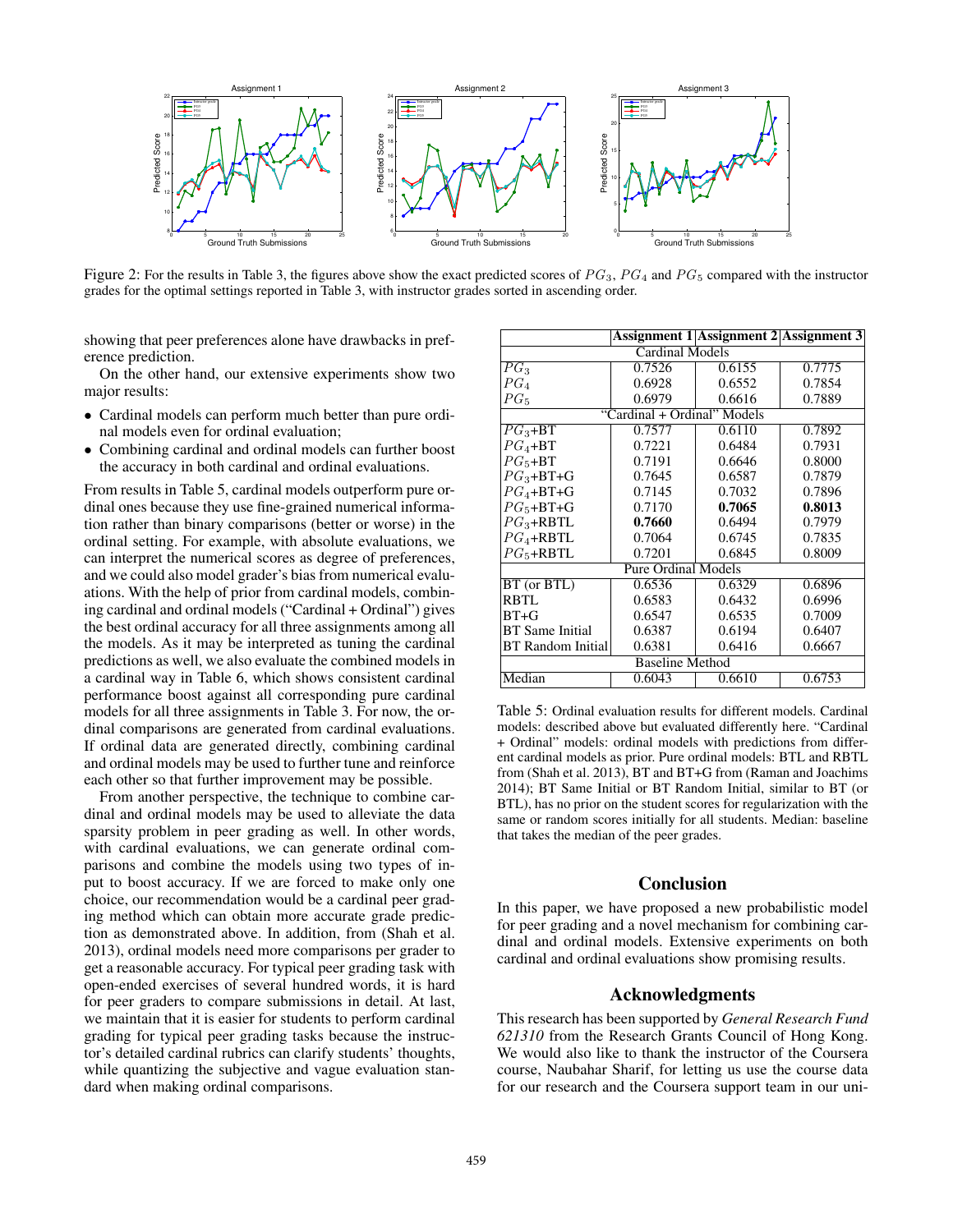Figure 2: For the results in Table 3, the figures above show the exact predicted scores of $PG_3$, $PG_4$ and $PG_5$ compared with the instructor grades for the optimal settings reported in Table 3, with instructor grades sorted in ascending order.

showing that peer preferences alone have drawbacks in preference prediction.

On the other hand, our extensive experiments show two major results:

- Cardinal models can perform much better than pure ordinal models even for ordinal evaluation;
- Combining cardinal and ordinal models can further boost the accuracy in both cardinal and ordinal evaluations.

From results in Table 5, cardinal models outperform pure ordinal ones because they use fine-grained numerical information rather than binary comparisons (better or worse) in the ordinal setting. For example, with absolute evaluations, we can interpret the numerical scores as degree of preferences, and we could also model grader's bias from numerical evaluations. With the help of prior from cardinal models, combining cardinal and ordinal models ("Cardinal + Ordinal") gives the best ordinal accuracy for all three assignments among all the models. As it may be interpreted as tuning the cardinal predictions as well, we also evaluate the combined models in a cardinal way in Table 6, which shows consistent cardinal performance boost against all corresponding pure cardinal models for all three assignments in Table 3. For now, the ordinal comparisons are generated from cardinal evaluations. If ordinal data are generated directly, combining cardinal and ordinal models may be used to further tune and reinforce each other so that further improvement may be possible.

From another perspective, the technique to combine cardinal and ordinal models may be used to alleviate the data sparsity problem in peer grading as well. In other words, with cardinal evaluations, we can generate ordinal comparisons and combine the models using two types of input to boost accuracy. If we are forced to make only one choice, our recommendation would be a cardinal peer grading method which can obtain more accurate grade prediction as demonstrated above. In addition, from (Shah et al. 2013), ordinal models need more comparisons per grader to get a reasonable accuracy. For typical peer grading task with open-ended exercises of several hundred words, it is hard for peer graders to compare submissions in detail. At last, we maintain that it is easier for students to perform cardinal grading for typical peer grading tasks because the instructor's detailed cardinal rubrics can clarify students' thoughts, while quantizing the subjective and vague evaluation standard when making ordinal comparisons.

| | Assignment 1 | Assignment 2 | Assignment 3 |
|---|---|---|---|
| Cardinal Models | | | |
| $PG_3$ | 0.7526 | 0.6155 | 0.7775 |
| $PG_4$ | 0.6928 | 0.6552 | 0.7854 |
| $PG_5$ | 0.6979 | 0.6616 | 0.7889 |
| "Cardinal + Ordinal" Models | | | |
| $PG_3$+BT | 0.7577 | 0.6110 | 0.7892 |
| $PG_4$+BT | 0.7221 | 0.6484 | 0.7931 |
| $PG_5$+BT | 0.7191 | 0.6646 | 0.8000 |
| $PG_3$+BT+G | 0.7645 | 0.6587 | 0.7879 |
| $PG_4$+BT+G | 0.7145 | 0.7032 | 0.7896 |
| $PG_5$+BT+G | 0.7170 | **0.7065** | **0.8013** |
| $PG_3$+RBTL | **0.7660** | 0.6494 | 0.7979 |
| $PG_4$+RBTL | 0.7064 | 0.6745 | 0.7835 |
| $PG_5$+RBTL | 0.7201 | 0.6845 | 0.8009 |
| Pure Ordinal Models | | | |
| BT (or BTL) | 0.6536 | 0.6329 | 0.6896 |
| RBTL | 0.6583 | 0.6432 | 0.6996 |
| BT+G | 0.6547 | 0.6535 | 0.7009 |
| BT Same Initial | 0.6387 | 0.6194 | 0.6407 |
| BT Random Initial | 0.6381 | 0.6416 | 0.6667 |
| Baseline Method | | | |
| Median | 0.6043 | 0.6610 | 0.6753 |

Table 5: Ordinal evaluation results for different models. Cardinal models: described above but evaluated differently here. "Cardinal + Ordinal" models: ordinal models with predictions from different cardinal models as prior. Pure ordinal models: BTL and RBTL from (Shah et al. 2013), BT and BT+G from (Raman and Joachims 2014); BT Same Initial or BT Random Initial, similar to BT (or BTL), has no prior on the student scores for regularization with the same or random scores initially for all students. Median: baseline that takes the median of the peer grades.

## Conclusion

In this paper, we have proposed a new probabilistic model for peer grading and a novel mechanism for combining cardinal and ordinal models. Extensive experiments on both cardinal and ordinal evaluations show promising results.

## Acknowledgments

This research has been supported by *General Research Fund 621310* from the Research Grants Council of Hong Kong. We would also like to thank the instructor of the Coursera course, Naubahar Sharif, for letting us use the course data for our research and the Coursera support team in our uni-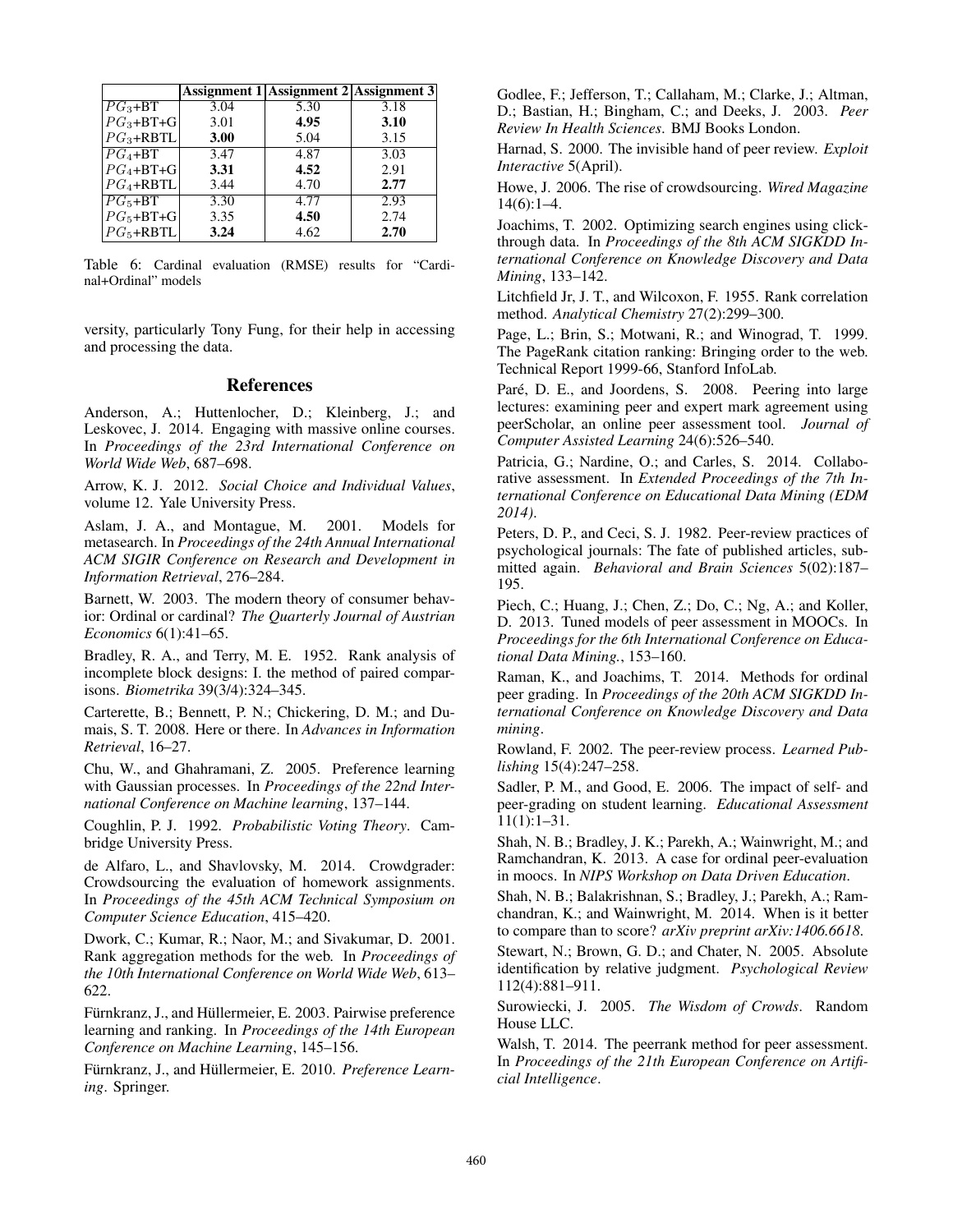| | Assignment 1 | Assignment 2 | Assignment 3 |
|---|---|---|---|
| $PG_3$+BT | 3.04 | 5.30 | 3.18 |
| $PG_3$+BT+G | 3.01 | **4.95** | **3.10** |
| $PG_3$+RBTL | **3.00** | 5.04 | 3.15 |
| $PG_4$+BT | 3.47 | 4.87 | 3.03 |
| $PG_4$+BT+G | **3.31** | **4.52** | 2.91 |
| $PG_4$+RBTL | 3.44 | 4.70 | **2.77** |
| $PG_5$+BT | 3.30 | 4.77 | 2.93 |
| $PG_5$+BT+G | 3.35 | **4.50** | 2.74 |
| $PG_5$+RBTL | **3.24** | 4.62 | **2.70** |

Table 6: Cardinal evaluation (RMSE) results for "Cardinal+Ordinal" models

versity, particularly Tony Fung, for their help in accessing and processing the data.

## References

Anderson, A.; Huttenlocher, D.; Kleinberg, J.; and Leskovec, J. 2014. Engaging with massive online courses. In *Proceedings of the 23rd International Conference on World Wide Web*, 687–698.

Arrow, K. J. 2012. *Social Choice and Individual Values*, volume 12. Yale University Press.

Aslam, J. A., and Montague, M. 2001. Models for metasearch. In *Proceedings of the 24th Annual International ACM SIGIR Conference on Research and Development in Information Retrieval*, 276–284.

Barnett, W. 2003. The modern theory of consumer behavior: Ordinal or cardinal? *The Quarterly Journal of Austrian Economics* 6(1):41–65.

Bradley, R. A., and Terry, M. E. 1952. Rank analysis of incomplete block designs: I. the method of paired comparisons. *Biometrika* 39(3/4):324–345.

Carterette, B.; Bennett, P. N.; Chickering, D. M.; and Dumais, S. T. 2008. Here or there. In *Advances in Information Retrieval*, 16–27.

Chu, W., and Ghahramani, Z. 2005. Preference learning with Gaussian processes. In *Proceedings of the 22nd International Conference on Machine learning*, 137–144.

Coughlin, P. J. 1992. *Probabilistic Voting Theory*. Cambridge University Press.

de Alfaro, L., and Shavlovsky, M. 2014. Crowdgrader: Crowdsourcing the evaluation of homework assignments. In *Proceedings of the 45th ACM Technical Symposium on Computer Science Education*, 415–420.

Dwork, C.; Kumar, R.; Naor, M.; and Sivakumar, D. 2001. Rank aggregation methods for the web. In *Proceedings of the 10th International Conference on World Wide Web*, 613–622.

Fürnkranz, J., and Hüllermeier, E. 2003. Pairwise preference learning and ranking. In *Proceedings of the 14th European Conference on Machine Learning*, 145–156.

Fürnkranz, J., and Hüllermeier, E. 2010. *Preference Learning*. Springer.

Godlee, F.; Jefferson, T.; Callaham, M.; Clarke, J.; Altman, D.; Bastian, H.; Bingham, C.; and Deeks, J. 2003. *Peer Review In Health Sciences*. BMJ Books London.

Harnad, S. 2000. The invisible hand of peer review. *Exploit Interactive* 5(April).

Howe, J. 2006. The rise of crowdsourcing. *Wired Magazine* 14(6):1–4.

Joachims, T. 2002. Optimizing search engines using clickthrough data. In *Proceedings of the 8th ACM SIGKDD International Conference on Knowledge Discovery and Data Mining*, 133–142.

Litchfield Jr, J. T., and Wilcoxon, F. 1955. Rank correlation method. *Analytical Chemistry* 27(2):299–300.

Page, L.; Brin, S.; Motwani, R.; and Winograd, T. 1999. The PageRank citation ranking: Bringing order to the web. Technical Report 1999-66, Stanford InfoLab.

Paré, D. E., and Joordens, S. 2008. Peering into large lectures: examining peer and expert mark agreement using peerScholar, an online peer assessment tool. *Journal of Computer Assisted Learning* 24(6):526–540.

Patricia, G.; Nardine, O.; and Carles, S. 2014. Collaborative assessment. In *Extended Proceedings of the 7th International Conference on Educational Data Mining (EDM 2014)*.

Peters, D. P., and Ceci, S. J. 1982. Peer-review practices of psychological journals: The fate of published articles, submitted again. *Behavioral and Brain Sciences* 5(02):187–195.

Piech, C.; Huang, J.; Chen, Z.; Do, C.; Ng, A.; and Koller, D. 2013. Tuned models of peer assessment in MOOCs. In *Proceedings for the 6th International Conference on Educational Data Mining.*, 153–160.

Raman, K., and Joachims, T. 2014. Methods for ordinal peer grading. In *Proceedings of the 20th ACM SIGKDD International Conference on Knowledge Discovery and Data mining*.

Rowland, F. 2002. The peer-review process. *Learned Publishing* 15(4):247–258.

Sadler, P. M., and Good, E. 2006. The impact of self- and peer-grading on student learning. *Educational Assessment* 11(1):1–31.

Shah, N. B.; Bradley, J. K.; Parekh, A.; Wainwright, M.; and Ramchandran, K. 2013. A case for ordinal peer-evaluation in moocs. In *NIPS Workshop on Data Driven Education*.

Shah, N. B.; Balakrishnan, S.; Bradley, J.; Parekh, A.; Ramchandran, K.; and Wainwright, M. 2014. When is it better to compare than to score? *arXiv preprint arXiv:1406.6618*.

Stewart, N.; Brown, G. D.; and Chater, N. 2005. Absolute identification by relative judgment. *Psychological Review* 112(4):881–911.

Surowiecki, J. 2005. *The Wisdom of Crowds*. Random House LLC.

Walsh, T. 2014. The peerrank method for peer assessment. In *Proceedings of the 21th European Conference on Artificial Intelligence*.